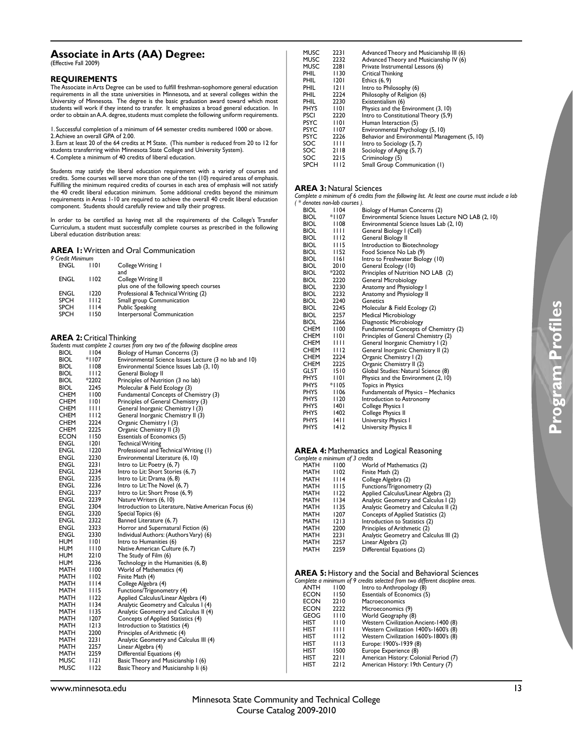## Associate in Arts (AA) Degree:

(Effective Fall 2009)

### REQUIREMENTS

The Associate in Arts Degree can be used to fulfill freshman-sophomore general education requirements in all the state universities in Minnesota, and at several colleges within the University of Minnesota. The degree is the basic graduation award toward which most students will work if they intend to transfer. It emphasizes a broad general education. In order to obtain an A.A. degree, students must complete the following uniform requirements.

1. Successful completion of a minimum of 64 semester credits numbered 1000 or above.
2. Achieve an overall GPA of 2.00.
3. Earn at least 20 of the 64 credits at M State. (This number is reduced from 20 to 12 for students transferring within Minnesota State College and University System).
4. Complete a minimum of 40 credits of liberal education.

Students may satisfy the liberal education requirement with a variety of courses and credits. Some courses will serve more than one of the ten (10) required areas of emphasis. Fulfilling the minimum required credits of courses in each area of emphasis will not satisfy the 40 credit liberal education minimum. Some additional credits beyond the minimum requirements in Areas 1-10 are required to achieve the overall 40 credit liberal education component. Students should carefully review and tally their progress.

In order to be certified as having met all the requirements of the College's Transfer Curriculum, a student must successfully complete courses as prescribed in the following Liberal education distribution areas:

### AREA 1: Written and Oral Communication

*9 Credit Minimum*

| | | |
|---|---|---|
| ENGL | 1101 | College Writing I |
| | | and |
| ENGL | 1102 | College Writing II |
| | | plus one of the following speech courses |
| ENGL | 1220 | Professional & Technical Writing (2) |
| SPCH | 1112 | Small group Communication |
| SPCH | 1114 | Public Speaking |
| SPCH | 1150 | Interpersonal Communication |

### AREA 2: Critical Thinking

*Students must complete 2 courses from any two of the following discipline areas*

| | | |
|---|---|---|
| BIOL | 1104 | Biology of Human Concerns (3) |
| BIOL | *1107 | Environmental Science Issues Lecture (3 no lab and 10) |
| BIOL | 1108 | Environmental Science Issues Lab (3, 10) |
| BIOL | 1112 | General Biology II |
| BIOL | *2202 | Principles of Nutrition (3 no lab) |
| BIOL | 2245 | Molecular & Field Ecology (3) |
| CHEM | 1100 | Fundamental Concepts of Chemistry (3) |
| CHEM | 1101 | Principles of General Chemistry (3) |
| CHEM | 1111 | General Inorganic Chemistry I (3) |
| CHEM | 1112 | General Inorganic Chemistry II (3) |
| CHEM | 2224 | Organic Chemistry I (3) |
| CHEM | 2225 | Organic Chemistry II (3) |
| ECON | 1150 | Essentials of Economics (5) |
| ENGL | 1201 | Technical Writing |
| ENGL | 1220 | Professional and Technical Writing (1) |
| ENGL | 2230 | Environmental Literature (6, 10) |
| ENGL | 2231 | Intro to Lit: Poetry (6, 7) |
| ENGL | 2234 | Intro to Lit: Short Stories (6, 7) |
| ENGL | 2235 | Intro to Lit: Drama (6, 8) |
| ENGL | 2236 | Intro to Lit: The Novel (6, 7) |
| ENGL | 2237 | Intro to Lit: Short Prose (6, 9) |
| ENGL | 2239 | Nature Writers (6, 10) |
| ENGL | 2304 | Introduction to Literature, Native American Focus (6) |
| ENGL | 2320 | Special Topics (6) |
| ENGL | 2322 | Banned Literature (6, 7) |
| ENGL | 2323 | Horror and Supernatural Fiction (6) |
| ENGL | 2330 | Individual Authors: (Authors Vary) (6) |
| HUM | 1101 | Intro to Humanities (6) |
| HUM | 1110 | Native American Culture (6, 7) |
| HUM | 2210 | The Study of Film (6) |
| HUM | 2236 | Technology in the Humanities (6, 8) |
| MATH | 1100 | World of Mathematics (4) |
| MATH | 1102 | Finite Math (4) |
| MATH | 1114 | College Algebra (4) |
| MATH | 1115 | Functions/Trigonometry (4) |
| MATH | 1122 | Applied Calculus/Linear Algebra (4) |
| MATH | 1134 | Analytic Geometry and Calculus I (4) |
| MATH | 1135 | Analytic Geometry and Calculus II (4) |
| MATH | 1207 | Concepts of Applied Statistics (4) |
| MATH | 1213 | Introduction to Statistics (4) |
| MATH | 2200 | Principles of Arithmetic (4) |
| MATH | 2231 | Analytic Geometry and Calculus III (4) |
| MATH | 2257 | Linear Algebra (4) |
| MATH | 2259 | Differential Equations (4) |
| MUSC | 1121 | Basic Theory and Musicianship I (6) |
| MUSC | 1122 | Basic Theory and Musicianship Ii (6) |
| MUSC | 2231 | Advanced Theory and Musicianship III (6) |
| MUSC | 2232 | Advanced Theory and Musicianship IV (6) |
| MUSC | 2281 | Private Instrumental Lessons (6) |
| PHIL | 1130 | Critical Thinking |
| PHIL | 1201 | Ethics (6, 9) |
| PHIL | 1211 | Intro to Philosophy (6) |
| PHIL | 2224 | Philosophy of Religion (6) |
| PHIL | 2230 | Existentialism (6) |
| PHYS | 1101 | Physics and the Environment (3, 10) |
| PSCI | 2220 | Intro to Constitutional Theory (5,9) |
| PSYC | 1101 | Human Interaction (5) |
| PSYC | 1107 | Environmental Psychology (5, 10) |
| PSYC | 2226 | Behavior and Environmental Management (5, 10) |
| SOC | 1111 | Intro to Sociology (5, 7) |
| SOC | 2118 | Sociology of Aging (5, 7) |
| SOC | 2215 | Criminology (5) |
| SPCH | 1112 | Small Group Communication (1) |

### AREA 3: Natural Sciences

*Complete a minimum of 6 credits from the following list. At least one course must include a lab ( * denotes non-lab courses ).*

| | | |
|---|---|---|
| BIOL | 1104 | Biology of Human Concerns (2) |
| BIOL | *1107 | Environmental Science Issues Lecture NO LAB (2, 10) |
| BIOL | 1108 | Environmental Science Issues Lab (2, 10) |
| BIOL | 1111 | General Biology I (Cell) |
| BIOL | 1112 | General Biology II |
| BIOL | 1115 | Introduction to Biotechnology |
| BIOL | 1152 | Food Science No Lab (9) |
| BIOL | 1161 | Intro to Freshwater Biology (10) |
| BIOL | 2010 | General Ecology (10) |
| BIOL | *2202 | Principles of Nutrition NO LAB (2) |
| BIOL | 2220 | General Microbiology |
| BIOL | 2230 | Anatomy and Physiology I |
| BIOL | 2232 | Anatomy and Physiology II |
| BIOL | 2240 | Genetics |
| BIOL | 2245 | Molecular & Field Ecology (2) |
| BIOL | 2257 | Medical Microbiology |
| BIOL | 2266 | Diagnostic Microbiology |
| CHEM | 1100 | Fundamental Concepts of Chemistry (2) |
| CHEM | 1101 | Principles of General Chemistry (2) |
| CHEM | 1111 | General Inorganic Chemistry I (2) |
| CHEM | 1112 | General Inorganic Chemistry II (2) |
| CHEM | 2224 | Organic Chemistry I (2) |
| CHEM | 2225 | Organic Chemistry II (2) |
| GLST | 1510 | Global Studies: Natural Science (8) |
| PHYS | 1101 | Physics and the Environment (2, 10) |
| PHYS | *1105 | Topics in Physics |
| PHYS | 1106 | Fundamentals of Physics – Mechanics |
| PHYS | 1120 | Introduction to Astronomy |
| PHYS | 1401 | College Physics I |
| PHYS | 1402 | College Physics II |
| PHYS | 1411 | University Physics I |
| PHYS | 1412 | University Physics II |

### AREA 4: Mathematics and Logical Reasoning

*Complete a minimum of 3 credits*

| | | |
|---|---|---|
| MATH | 1100 | World of Mathematics (2) |
| MATH | 1102 | Finite Math (2) |
| MATH | 1114 | College Algebra (2) |
| MATH | 1115 | Functions/Trigonometry (2) |
| MATH | 1122 | Applied Calculus/Linear Algebra (2) |
| MATH | 1134 | Analytic Geometry and Calculus I (2) |
| MATH | 1135 | Analytic Geometry and Calculus II (2) |
| MATH | 1207 | Concepts of Applied Statistics (2) |
| MATH | 1213 | Introduction to Statistics (2) |
| MATH | 2200 | Principles of Arithmetic (2) |
| MATH | 2231 | Analytic Geometry and Calculus III (2) |
| MATH | 2257 | Linear Algebra (2) |
| MATH | 2259 | Differential Equations (2) |

### AREA 5: History and the Social and Behavioral Sciences

*Complete a minimum of 9 credits selected from two different discipline areas.*

| | | |
|---|---|---|
| ANTH | 1100 | Intro to Anthropology (8) |
| ECON | 1150 | Essentials of Economics (5) |
| ECON | 2210 | Macroeconomics |
| ECON | 2222 | Microeconomics (9) |
| GEOG | 1110 | World Geography (8) |
| HIST | 1110 | Western Civilization Ancient-1400 (8) |
| HIST | 1111 | Western Civilization 1400's-1600's (8) |
| HIST | 1112 | Western Civilization 1600's-1800's (8) |
| HIST | 1113 | Europe: 1900's-1939 (8) |
| HIST | 1500 | Europe Experience (8) |
| HIST | 2211 | American History: Colonial Period (7) |
| HIST | 2212 | American History: 19th Century (7) |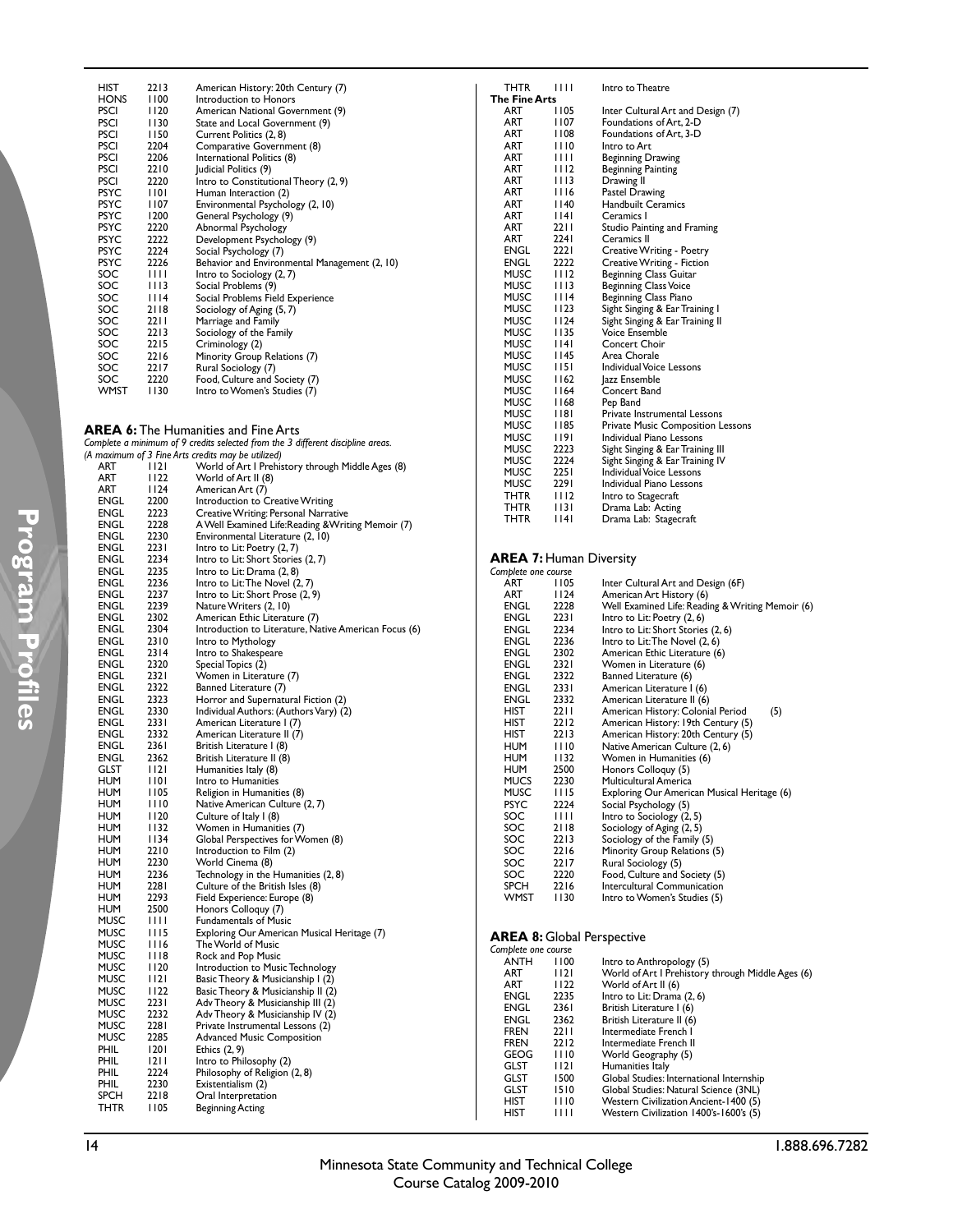| | | |
|---|---|---|
| HIST | 2213 | American History: 20th Century (7) |
| HONS | 1100 | Introduction to Honors |
| PSCI | 1120 | American National Government (9) |
| PSCI | 1130 | State and Local Government (9) |
| PSCI | 1150 | Current Politics (2, 8) |
| PSCI | 2204 | Comparative Government (8) |
| PSCI | 2206 | International Politics (8) |
| PSCI | 2210 | Judicial Politics (9) |
| PSCI | 2220 | Intro to Constitutional Theory (2, 9) |
| PSYC | 1101 | Human Interaction (2) |
| PSYC | 1107 | Environmental Psychology (2, 10) |
| PSYC | 1200 | General Psychology (9) |
| PSYC | 2220 | Abnormal Psychology |
| PSYC | 2222 | Development Psychology (9) |
| PSYC | 2224 | Social Psychology (7) |
| PSYC | 2226 | Behavior and Environmental Management (2, 10) |
| SOC | 1111 | Intro to Sociology (2, 7) |
| SOC | 1113 | Social Problems (9) |
| SOC | 1114 | Social Problems Field Experience |
| SOC | 2118 | Sociology of Aging (5, 7) |
| SOC | 2211 | Marriage and Family |
| SOC | 2213 | Sociology of the Family |
| SOC | 2215 | Criminology (2) |
| SOC | 2216 | Minority Group Relations (7) |
| SOC | 2217 | Rural Sociology (7) |
| SOC | 2220 | Food, Culture and Society (7) |
| WMST | 1130 | Intro to Women's Studies (7) |

### AREA 6: The Humanities and Fine Arts

*Complete a minimum of 9 credits selected from the 3 different discipline areas.*
*(A maximum of 3 Fine Arts credits may be utilized)*

| | | |
|---|---|---|
| ART | 1121 | World of Art I Prehistory through Middle Ages (8) |
| ART | 1122 | World of Art II (8) |
| ART | 1124 | American Art (7) |
| ENGL | 2200 | Introduction to Creative Writing |
| ENGL | 2223 | Creative Writing: Personal Narrative |
| ENGL | 2228 | A Well Examined Life:Reading &Writing Memoir (7) |
| ENGL | 2230 | Environmental Literature (2, 10) |
| ENGL | 2231 | Intro to Lit: Poetry (2, 7) |
| ENGL | 2234 | Intro to Lit: Short Stories (2, 7) |
| ENGL | 2235 | Intro to Lit: Drama (2, 8) |
| ENGL | 2236 | Intro to Lit: The Novel (2, 7) |
| ENGL | 2237 | Intro to Lit: Short Prose (2, 9) |
| ENGL | 2239 | Nature Writers (2, 10) |
| ENGL | 2302 | American Ethic Literature (7) |
| ENGL | 2304 | Introduction to Literature, Native American Focus (6) |
| ENGL | 2310 | Intro to Mythology |
| ENGL | 2314 | Intro to Shakespeare |
| ENGL | 2320 | Special Topics (2) |
| ENGL | 2321 | Women in Literature (7) |
| ENGL | 2322 | Banned Literature (7) |
| ENGL | 2323 | Horror and Supernatural Fiction (2) |
| ENGL | 2330 | Individual Authors: (Authors Vary) (2) |
| ENGL | 2331 | American Literature I (7) |
| ENGL | 2332 | American Literature II (7) |
| ENGL | 2361 | British Literature I (8) |
| ENGL | 2362 | British Literature II (8) |
| GLST | 1121 | Humanities Italy (8) |
| HUM | 1101 | Intro to Humanities |
| HUM | 1105 | Religion in Humanities (8) |
| HUM | 1110 | Native American Culture (2, 7) |
| HUM | 1120 | Culture of Italy I (8) |
| HUM | 1132 | Women in Humanities (7) |
| HUM | 1134 | Global Perspectives for Women (8) |
| HUM | 2210 | Introduction to Film (2) |
| HUM | 2230 | World Cinema (8) |
| HUM | 2236 | Technology in the Humanities (2, 8) |
| HUM | 2281 | Culture of the British Isles (8) |
| HUM | 2293 | Field Experience: Europe (8) |
| HUM | 2500 | Honors Colloquy (7) |
| MUSC | 1111 | Fundamentals of Music |
| MUSC | 1115 | Exploring Our American Musical Heritage (7) |
| MUSC | 1116 | The World of Music |
| MUSC | 1118 | Rock and Pop Music |
| MUSC | 1120 | Introduction to Music Technology |
| MUSC | 1121 | Basic Theory & Musicianship I (2) |
| MUSC | 1122 | Basic Theory & Musicianship II (2) |
| MUSC | 2231 | Adv Theory & Musicianship III (2) |
| MUSC | 2232 | Adv Theory & Musicianship IV (2) |
| MUSC | 2281 | Private Instrumental Lessons (2) |
| MUSC | 2285 | Advanced Music Composition |
| PHIL | 1201 | Ethics (2, 9) |
| PHIL | 1211 | Intro to Philosophy (2) |
| PHIL | 2224 | Philosophy of Religion (2, 8) |
| PHIL | 2230 | Existentialism (2) |
| SPCH | 2218 | Oral Interpretation |
| THTR | 1105 | Beginning Acting |
| THTR | 1111 | Intro to Theatre |

**The Fine Arts**

| | | |
|---|---|---|
| ART | 1105 | Inter Cultural Art and Design (7) |
| ART | 1107 | Foundations of Art, 2-D |
| ART | 1108 | Foundations of Art, 3-D |
| ART | 1110 | Intro to Art |
| ART | 1111 | Beginning Drawing |
| ART | 1112 | Beginning Painting |
| ART | 1113 | Drawing II |
| ART | 1116 | Pastel Drawing |
| ART | 1140 | Handbuilt Ceramics |
| ART | 1141 | Ceramics I |
| ART | 2211 | Studio Painting and Framing |
| ART | 2241 | Ceramics II |
| ENGL | 2221 | Creative Writing - Poetry |
| ENGL | 2222 | Creative Writing - Fiction |
| MUSC | 1112 | Beginning Class Guitar |
| MUSC | 1113 | Beginning Class Voice |
| MUSC | 1114 | Beginning Class Piano |
| MUSC | 1123 | Sight Singing & Ear Training I |
| MUSC | 1124 | Sight Singing & Ear Training II |
| MUSC | 1135 | Voice Ensemble |
| MUSC | 1141 | Concert Choir |
| MUSC | 1145 | Area Chorale |
| MUSC | 1151 | Individual Voice Lessons |
| MUSC | 1162 | Jazz Ensemble |
| MUSC | 1164 | Concert Band |
| MUSC | 1168 | Pep Band |
| MUSC | 1181 | Private Instrumental Lessons |
| MUSC | 1185 | Private Music Composition Lessons |
| MUSC | 1191 | Individual Piano Lessons |
| MUSC | 2223 | Sight Singing & Ear Training III |
| MUSC | 2224 | Sight Singing & Ear Training IV |
| MUSC | 2251 | Individual Voice Lessons |
| MUSC | 2291 | Individual Piano Lessons |
| THTR | 1112 | Intro to Stagecraft |
| THTR | 1131 | Drama Lab: Acting |
| THTR | 1141 | Drama Lab: Stagecraft |

### AREA 7: Human Diversity

*Complete one course*

| | | |
|---|---|---|
| ART | 1105 | Inter Cultural Art and Design (6F) |
| ART | 1124 | American Art History (6) |
| ENGL | 2228 | Well Examined Life: Reading & Writing Memoir (6) |
| ENGL | 2231 | Intro to Lit: Poetry (2, 6) |
| ENGL | 2234 | Intro to Lit: Short Stories (2, 6) |
| ENGL | 2236 | Intro to Lit: The Novel (2, 6) |
| ENGL | 2302 | American Ethic Literature (6) |
| ENGL | 2321 | Women in Literature (6) |
| ENGL | 2322 | Banned Literature (6) |
| ENGL | 2331 | American Literature I (6) |
| ENGL | 2332 | American Literature II (6) |
| HIST | 2211 | American History: Colonial Period (5) |
| HIST | 2212 | American History: 19th Century (5) |
| HIST | 2213 | American History: 20th Century (5) |
| HUM | 1110 | Native American Culture (2, 6) |
| HUM | 1132 | Women in Humanities (6) |
| HUM | 2500 | Honors Colloquy (5) |
| MUCS | 2230 | Multicultural America |
| MUSC | 1115 | Exploring Our American Musical Heritage (6) |
| PSYC | 2224 | Social Psychology (5) |
| SOC | 1111 | Intro to Sociology (2, 5) |
| SOC | 2118 | Sociology of Aging (2, 5) |
| SOC | 2213 | Sociology of the Family (5) |
| SOC | 2216 | Minority Group Relations (5) |
| SOC | 2217 | Rural Sociology (5) |
| SOC | 2220 | Food, Culture and Society (5) |
| SPCH | 2216 | Intercultural Communication |
| WMST | 1130 | Intro to Women's Studies (5) |

### AREA 8: Global Perspective

*Complete one course*

| | | |
|---|---|---|
| ANTH | 1100 | Intro to Anthropology (5) |
| ART | 1121 | World of Art I Prehistory through Middle Ages (6) |
| ART | 1122 | World of Art II (6) |
| ENGL | 2235 | Intro to Lit: Drama (2, 6) |
| ENGL | 2361 | British Literature I (6) |
| ENGL | 2362 | British Literature II (6) |
| FREN | 2211 | Intermediate French I |
| FREN | 2212 | Intermediate French II |
| GEOG | 1110 | World Geography (5) |
| GLST | 1121 | Humanities Italy |
| GLST | 1500 | Global Studies: International Internship |
| GLST | 1510 | Global Studies: Natural Science (3NL) |
| HIST | 1110 | Western Civilization Ancient-1400 (5) |
| HIST | 1111 | Western Civilization 1400's-1600's (5) |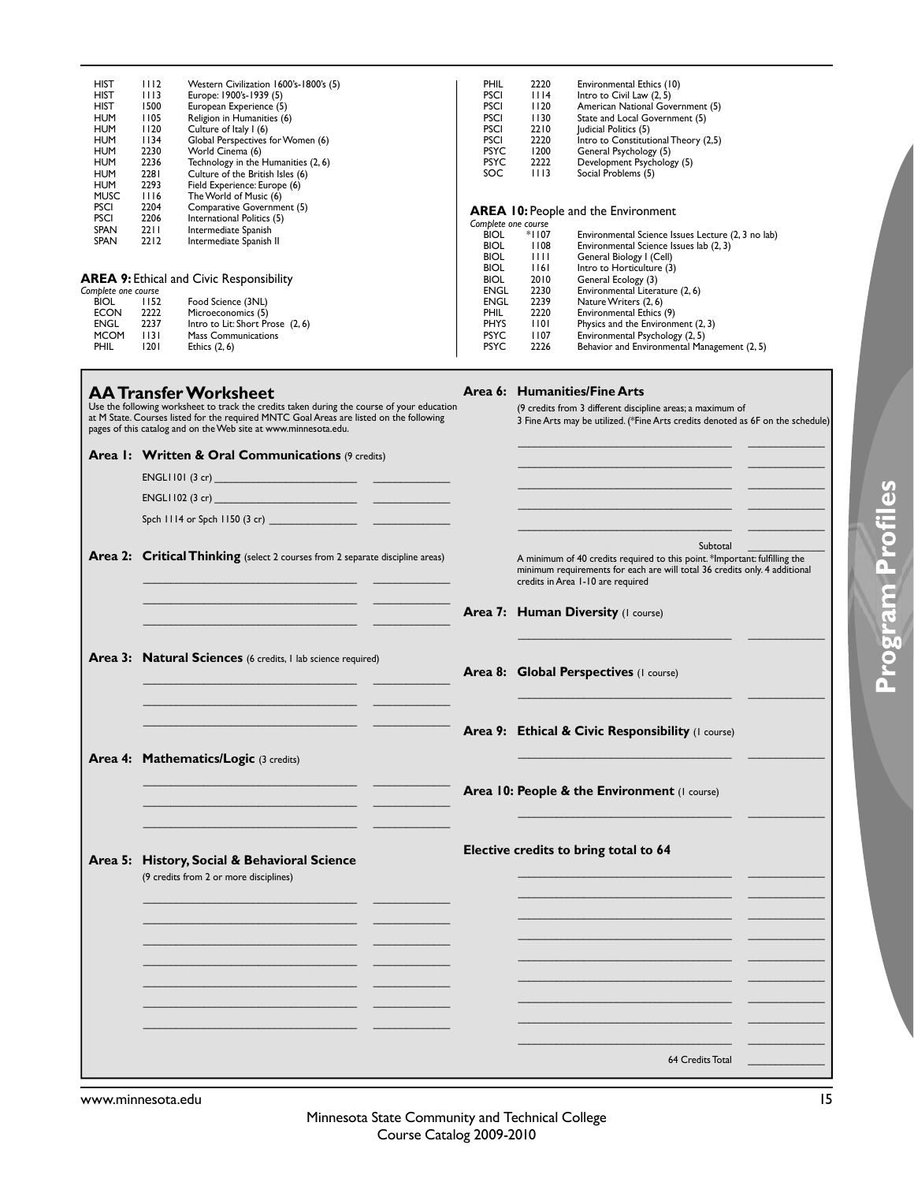| | | |
|---|---|---|
| HIST | 1112 | Western Civilization 1600's-1800's (5) |
| HIST | 1113 | Europe: 1900's-1939 (5) |
| HIST | 1500 | European Experience (5) |
| HUM | 1105 | Religion in Humanities (6) |
| HUM | 1120 | Culture of Italy I (6) |
| HUM | 1134 | Global Perspectives for Women (6) |
| HUM | 2230 | World Cinema (6) |
| HUM | 2236 | Technology in the Humanities (2, 6) |
| HUM | 2281 | Culture of the British Isles (6) |
| HUM | 2293 | Field Experience: Europe (6) |
| MUSC | 1116 | The World of Music (6) |
| PSCI | 2204 | Comparative Government (5) |
| PSCI | 2206 | International Politics (5) |
| SPAN | 2211 | Intermediate Spanish |
| SPAN | 2212 | Intermediate Spanish II |

**AREA 9:** Ethical and Civic Responsibility

*Complete one course*

| | | |
|---|---|---|
| BIOL | 1152 | Food Science (3NL) |
| ECON | 2222 | Microeconomics (5) |
| ENGL | 2237 | Intro to Lit: Short Prose (2, 6) |
| MCOM | 1131 | Mass Communications |
| PHIL | 1201 | Ethics (2, 6) |
| PHIL | 2220 | Environmental Ethics (10) |
| PSCI | 1114 | Intro to Civil Law (2, 5) |
| PSCI | 1120 | American National Government (5) |
| PSCI | 1130 | State and Local Government (5) |
| PSCI | 2210 | Judicial Politics (5) |
| PSCI | 2220 | Intro to Constitutional Theory (2,5) |
| PSYC | 1200 | General Psychology (5) |
| PSYC | 2222 | Development Psychology (5) |
| SOC | 1113 | Social Problems (5) |

**AREA 10:** People and the Environment

*Complete one course*

| | | |
|---|---|---|
| BIOL | *1107 | Environmental Science Issues Lecture (2, 3 no lab) |
| BIOL | 1108 | Environmental Science Issues lab (2, 3) |
| BIOL | 1111 | General Biology I (Cell) |
| BIOL | 1161 | Intro to Horticulture (3) |
| BIOL | 2010 | General Ecology (3) |
| ENGL | 2230 | Environmental Literature (2, 6) |
| ENGL | 2239 | Nature Writers (2, 6) |
| PHIL | 2220 | Environmental Ethics (9) |
| PHYS | 1101 | Physics and the Environment (2, 3) |
| PSYC | 1107 | Environmental Psychology (2, 5) |
| PSYC | 2226 | Behavior and Environmental Management (2, 5) |

## AA Transfer Worksheet

Use the following worksheet to track the credits taken during the course of your education at M State. Courses listed for the required MNTC Goal Areas are listed on the following pages of this catalog and on the Web site at www.minnesota.edu.

**Area 1: Written & Oral Communications** (9 credits)

ENGL1101 (3 cr) ______________ ______

ENGL1102 (3 cr) ______________ ______

Spch 1114 or Spch 1150 (3 cr) ______________ ______

**Area 2: Critical Thinking** (select 2 courses from 2 separate discipline areas)

______________ ______

______________ ______

______________ ______

**Area 3: Natural Sciences** (6 credits, 1 lab science required)

______________ ______

______________ ______

______________ ______

**Area 4: Mathematics/Logic** (3 credits)

______________ ______

______________ ______

______________ ______

**Area 5: History, Social & Behavioral Science**

(9 credits from 2 or more disciplines)

______________ ______

______________ ______

______________ ______

______________ ______

______________ ______

______________ ______

______________ ______

**Area 6: Humanities/Fine Arts**

(9 credits from 3 different discipline areas; a maximum of 3 Fine Arts may be utilized. (*Fine Arts credits denoted as 6F on the schedule)

______________ ______

______________ ______

______________ ______

______________ ______

______________ ______

Subtotal ______

A minimum of 40 credits required to this point. *Important: fulfilling the minimum requirements for each are will total 36 credits only. 4 additional credits in Area 1-10 are required

**Area 7: Human Diversity** (1 course)

______________ ______

**Area 8: Global Perspectives** (1 course)

______________ ______

**Area 9: Ethical & Civic Responsibility** (1 course)

______________ ______

**Area 10: People & the Environment** (1 course)

______________ ______

**Elective credits to bring total to 64**

______________ ______

______________ ______

______________ ______

______________ ______

______________ ______

______________ ______

______________ ______

______________ ______

______________ ______

64 Credits Total ______